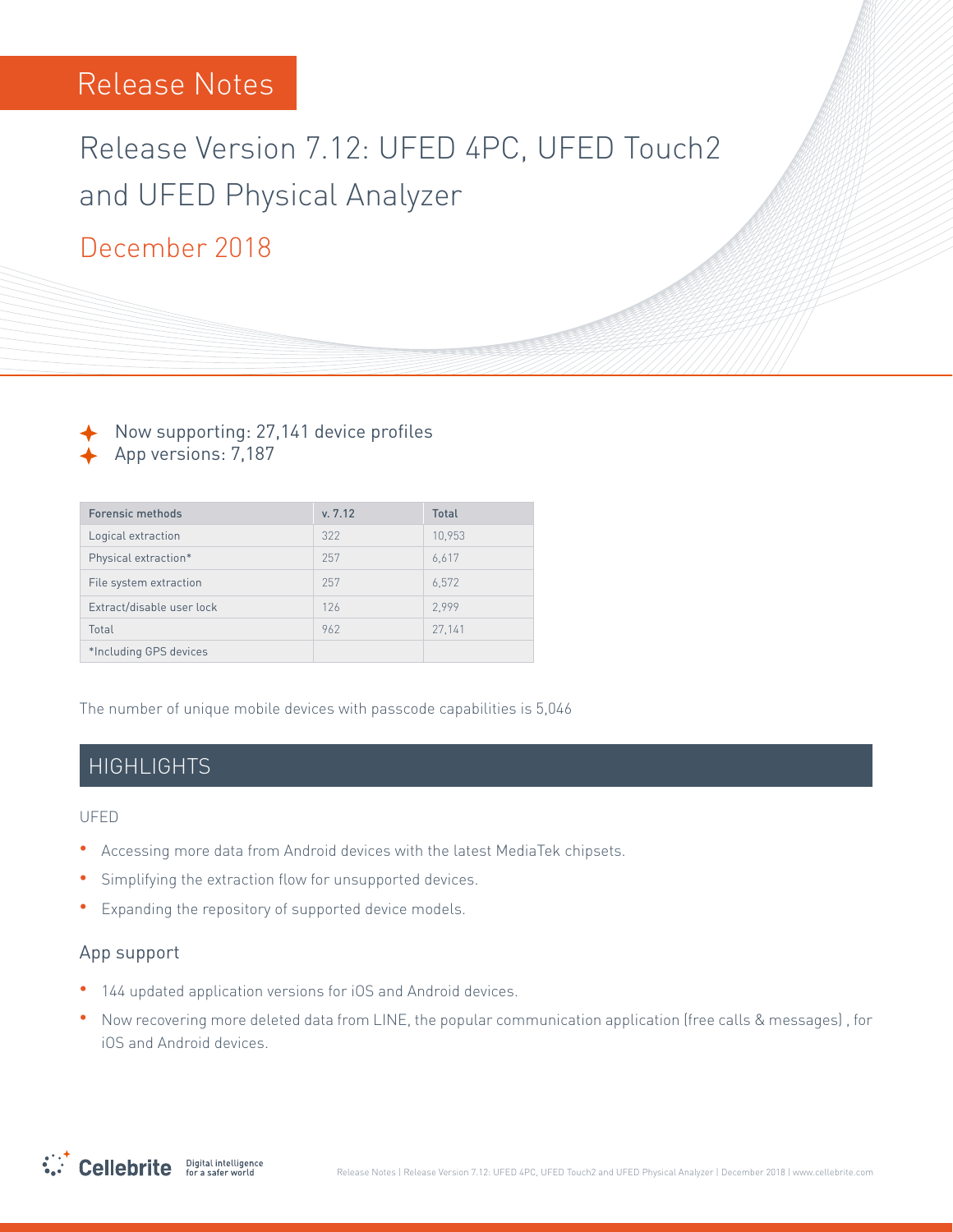Release Notes

# Release Version 7.12: UFED 4PC, UFED Touch2 and UFED Physical Analyzer

December 2018

- Now supporting: 27,141 device profiles
- App versions: 7,187

| Forensic methods | v. 7.12 | Total |
|---|---|---|
| Logical extraction | 322 | 10,953 |
| Physical extraction* | 257 | 6,617 |
| File system extraction | 257 | 6,572 |
| Extract/disable user lock | 126 | 2,999 |
| Total | 962 | 27,141 |
| *Including GPS devices | | |

The number of unique mobile devices with passcode capabilities is 5,046

## HIGHLIGHTS

### UFED

- Accessing more data from Android devices with the latest MediaTek chipsets.
- Simplifying the extraction flow for unsupported devices.
- Expanding the repository of supported device models.

### App support

- 144 updated application versions for iOS and Android devices.
- Now recovering more deleted data from LINE, the popular communication application (free calls & messages) , for iOS and Android devices.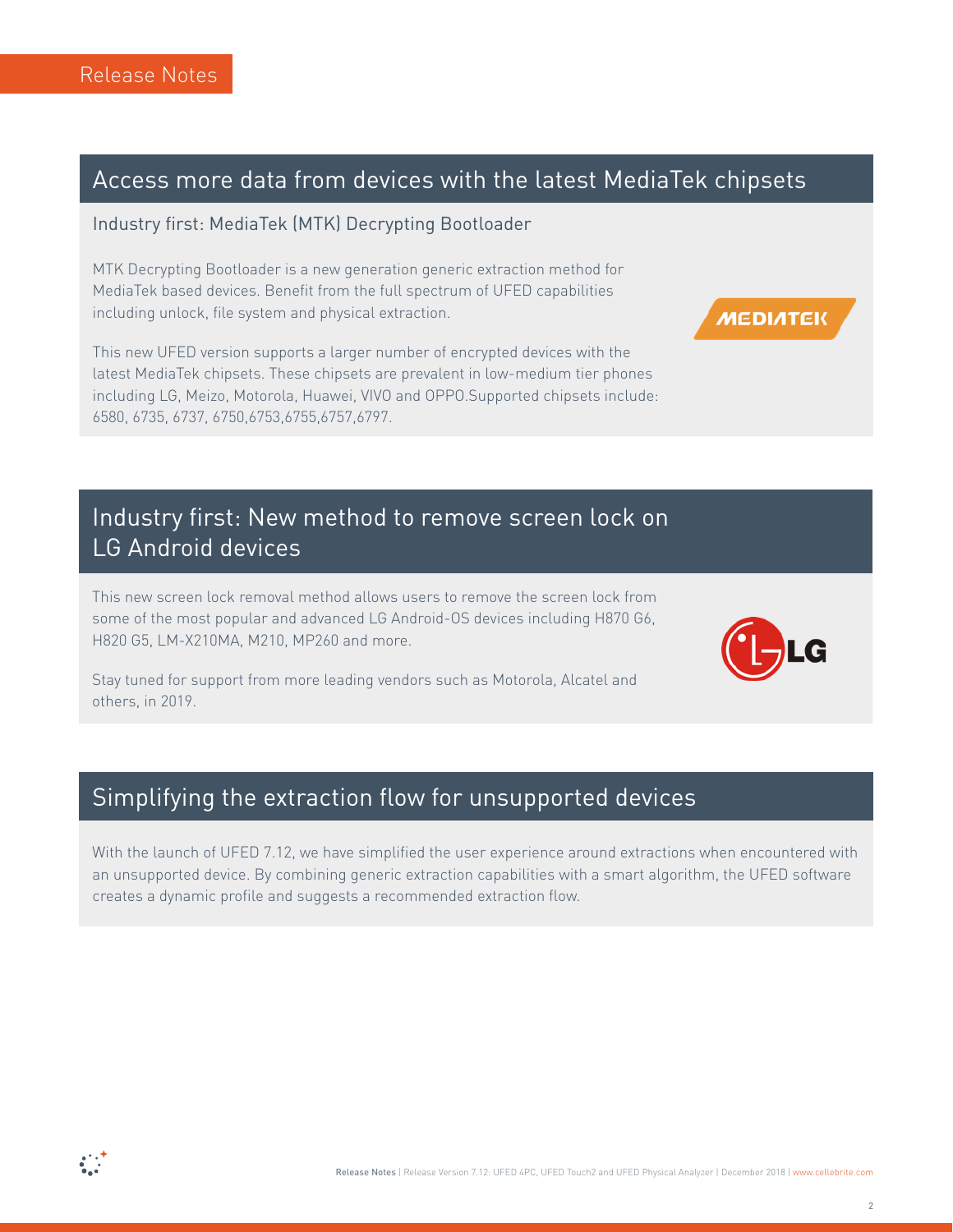Release Notes

## Access more data from devices with the latest MediaTek chipsets

### Industry first: MediaTek (MTK) Decrypting Bootloader

MTK Decrypting Bootloader is a new generation generic extraction method for MediaTek based devices. Benefit from the full spectrum of UFED capabilities including unlock, file system and physical extraction.

This new UFED version supports a larger number of encrypted devices with the latest MediaTek chipsets. These chipsets are prevalent in low-medium tier phones including LG, Meizo, Motorola, Huawei, VIVO and OPPO.Supported chipsets include: 6580, 6735, 6737, 6750,6753,6755,6757,6797.

## Industry first: New method to remove screen lock on LG Android devices

This new screen lock removal method allows users to remove the screen lock from some of the most popular and advanced LG Android-OS devices including H870 G6, H820 G5, LM-X210MA, M210, MP260 and more.

Stay tuned for support from more leading vendors such as Motorola, Alcatel and others, in 2019.

## Simplifying the extraction flow for unsupported devices

With the launch of UFED 7.12, we have simplified the user experience around extractions when encountered with an unsupported device. By combining generic extraction capabilities with a smart algorithm, the UFED software creates a dynamic profile and suggests a recommended extraction flow.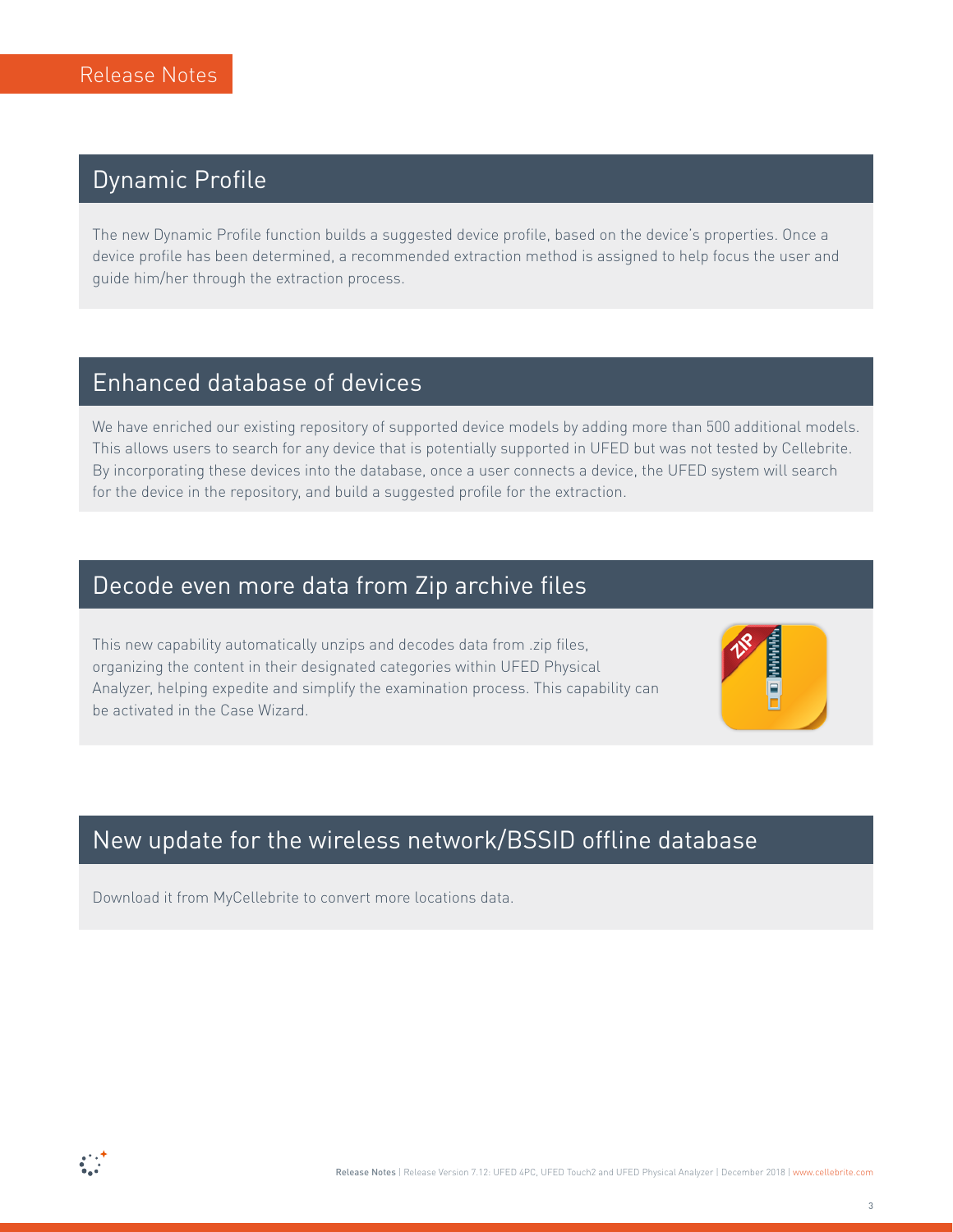## Dynamic Profile

The new Dynamic Profile function builds a suggested device profile, based on the device's properties. Once a device profile has been determined, a recommended extraction method is assigned to help focus the user and guide him/her through the extraction process.

## Enhanced database of devices

We have enriched our existing repository of supported device models by adding more than 500 additional models. This allows users to search for any device that is potentially supported in UFED but was not tested by Cellebrite. By incorporating these devices into the database, once a user connects a device, the UFED system will search for the device in the repository, and build a suggested profile for the extraction.

## Decode even more data from Zip archive files

This new capability automatically unzips and decodes data from .zip files, organizing the content in their designated categories within UFED Physical Analyzer, helping expedite and simplify the examination process. This capability can be activated in the Case Wizard.

## New update for the wireless network/BSSID offline database

Download it from MyCellebrite to convert more locations data.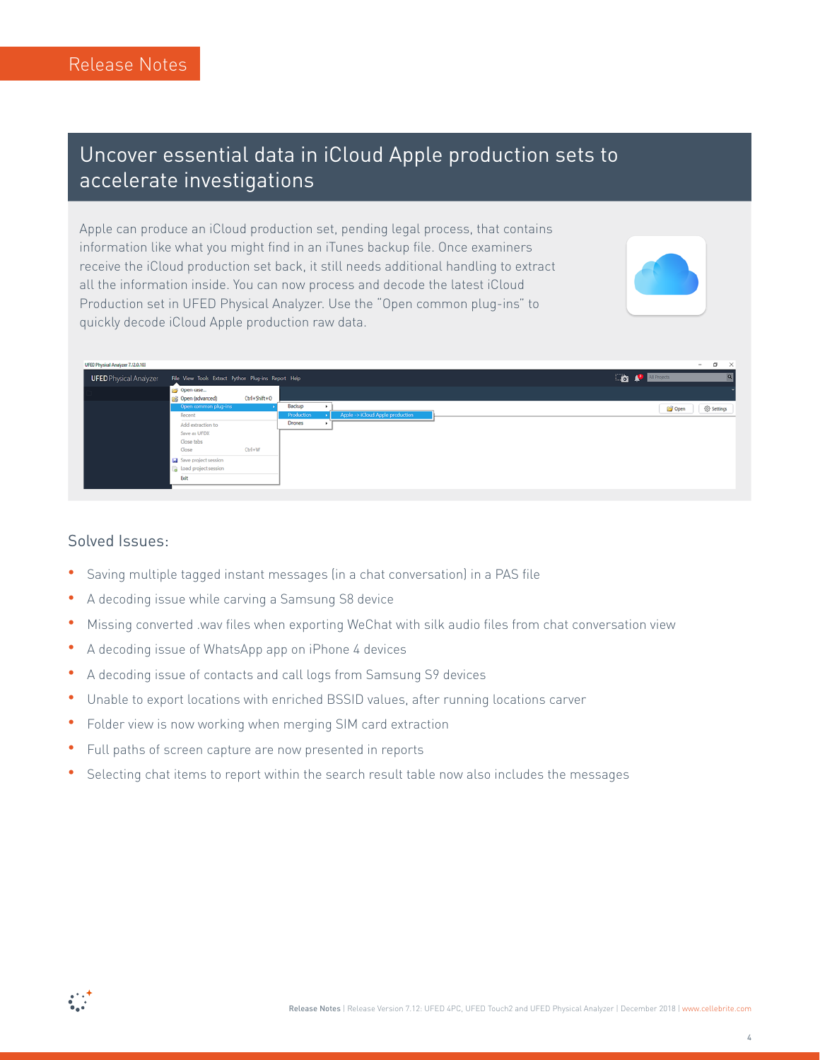## Uncover essential data in iCloud Apple production sets to accelerate investigations

Apple can produce an iCloud production set, pending legal process, that contains information like what you might find in an iTunes backup file. Once examiners receive the iCloud production set back, it still needs additional handling to extract all the information inside. You can now process and decode the latest iCloud Production set in UFED Physical Analyzer. Use the "Open common plug-ins" to quickly decode iCloud Apple production raw data.

### Solved Issues:

- Saving multiple tagged instant messages (in a chat conversation) in a PAS file
- A decoding issue while carving a Samsung S8 device
- Missing converted .wav files when exporting WeChat with silk audio files from chat conversation view
- A decoding issue of WhatsApp app on iPhone 4 devices
- A decoding issue of contacts and call logs from Samsung S9 devices
- Unable to export locations with enriched BSSID values, after running locations carver
- Folder view is now working when merging SIM card extraction
- Full paths of screen capture are now presented in reports
- Selecting chat items to report within the search result table now also includes the messages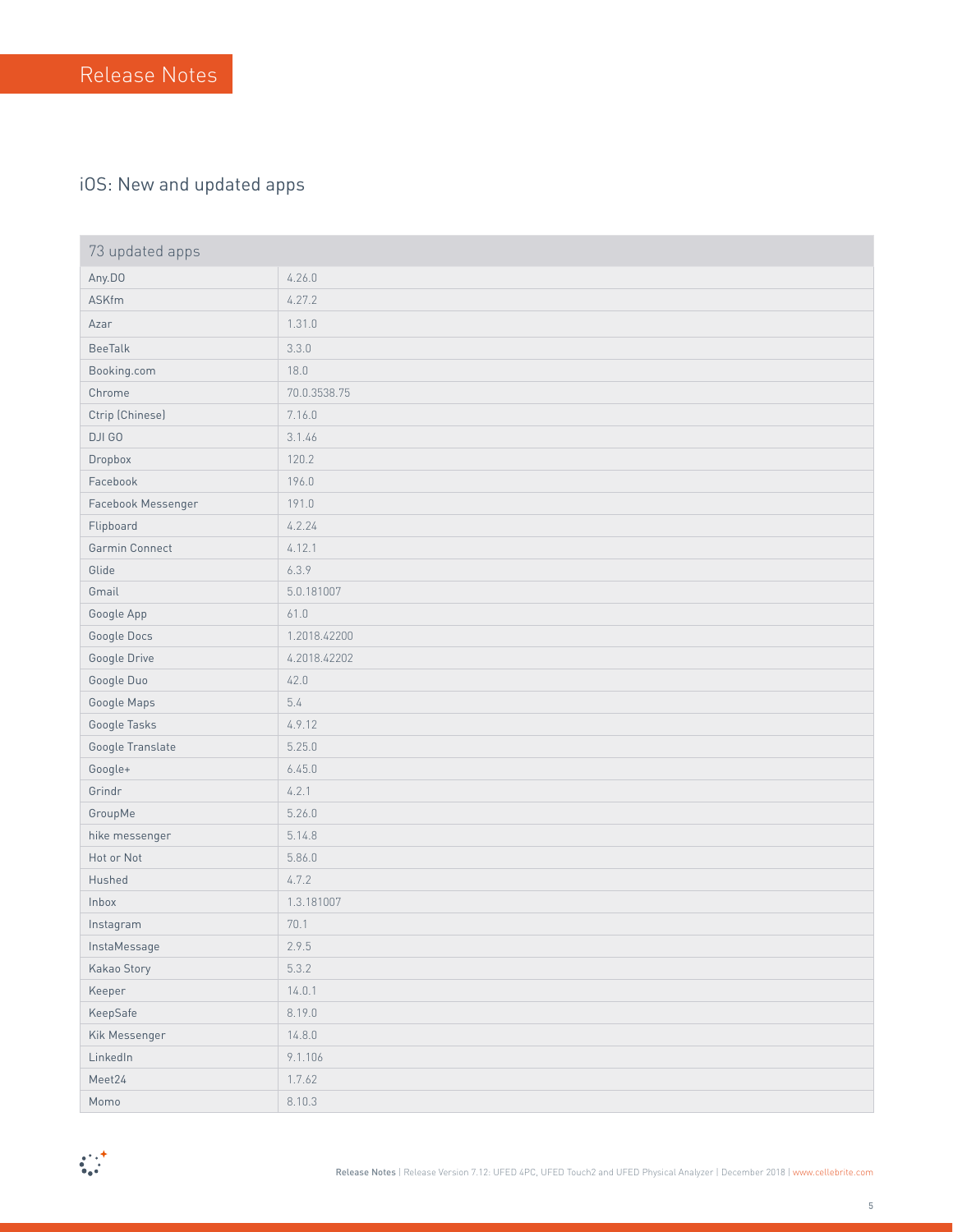## iOS: New and updated apps

| 73 updated apps | |
|---|---|
| Any.DO | 4.26.0 |
| ASKfm | 4.27.2 |
| Azar | 1.31.0 |
| BeeTalk | 3.3.0 |
| Booking.com | 18.0 |
| Chrome | 70.0.3538.75 |
| Ctrip (Chinese) | 7.16.0 |
| DJI GO | 3.1.46 |
| Dropbox | 120.2 |
| Facebook | 196.0 |
| Facebook Messenger | 191.0 |
| Flipboard | 4.2.24 |
| Garmin Connect | 4.12.1 |
| Glide | 6.3.9 |
| Gmail | 5.0.181007 |
| Google App | 61.0 |
| Google Docs | 1.2018.42200 |
| Google Drive | 4.2018.42202 |
| Google Duo | 42.0 |
| Google Maps | 5.4 |
| Google Tasks | 4.9.12 |
| Google Translate | 5.25.0 |
| Google+ | 6.45.0 |
| Grindr | 4.2.1 |
| GroupMe | 5.26.0 |
| hike messenger | 5.14.8 |
| Hot or Not | 5.86.0 |
| Hushed | 4.7.2 |
| Inbox | 1.3.181007 |
| Instagram | 70.1 |
| InstaMessage | 2.9.5 |
| Kakao Story | 5.3.2 |
| Keeper | 14.0.1 |
| KeepSafe | 8.19.0 |
| Kik Messenger | 14.8.0 |
| LinkedIn | 9.1.106 |
| Meet24 | 1.7.62 |
| Momo | 8.10.3 |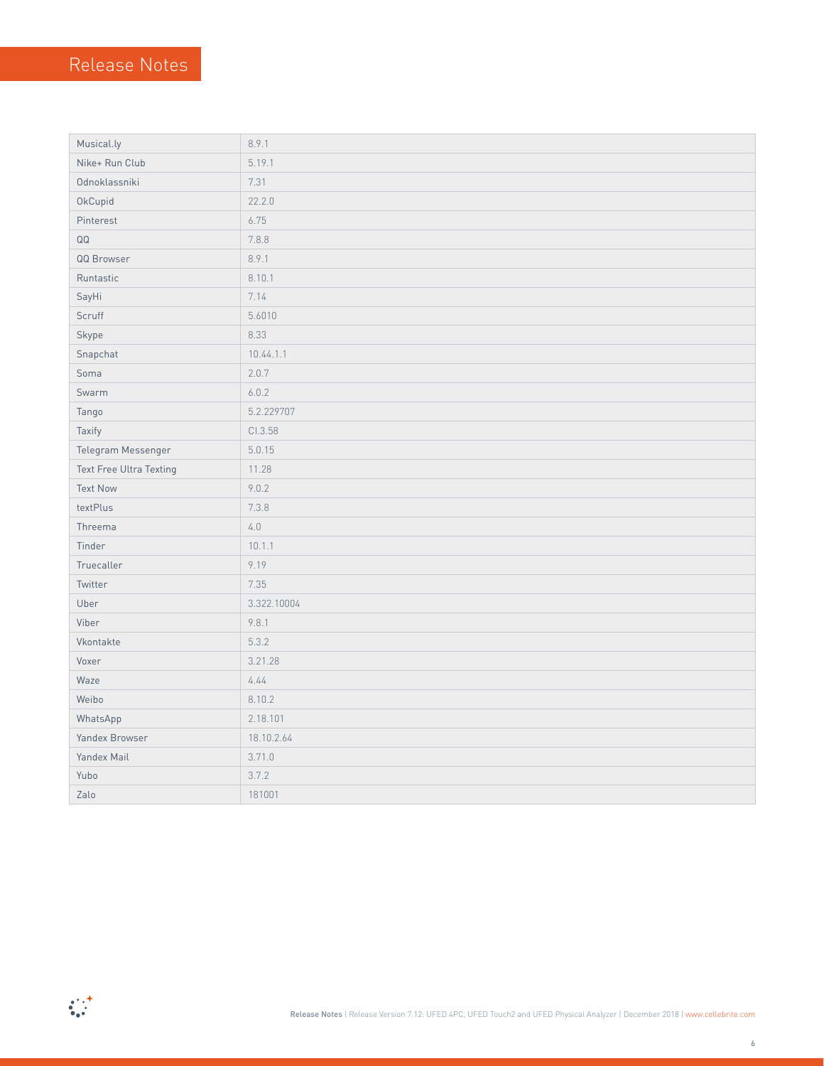| Musical.ly | 8.9.1 |
|---|---|
| Nike+ Run Club | 5.19.1 |
| Odnoklassniki | 7.31 |
| OkCupid | 22.2.0 |
| Pinterest | 6.75 |
| QQ | 7.8.8 |
| QQ Browser | 8.9.1 |
| Runtastic | 8.10.1 |
| SayHi | 7.14 |
| Scruff | 5.6010 |
| Skype | 8.33 |
| Snapchat | 10.44.1.1 |
| Soma | 2.0.7 |
| Swarm | 6.0.2 |
| Tango | 5.2.229707 |
| Taxify | CI.3.58 |
| Telegram Messenger | 5.0.15 |
| Text Free Ultra Texting | 11.28 |
| Text Now | 9.0.2 |
| textPlus | 7.3.8 |
| Threema | 4.0 |
| Tinder | 10.1.1 |
| Truecaller | 9.19 |
| Twitter | 7.35 |
| Uber | 3.322.10004 |
| Viber | 9.8.1 |
| Vkontakte | 5.3.2 |
| Voxer | 3.21.28 |
| Waze | 4.44 |
| Weibo | 8.10.2 |
| WhatsApp | 2.18.101 |
| Yandex Browser | 18.10.2.64 |
| Yandex Mail | 3.71.0 |
| Yubo | 3.7.2 |
| Zalo | 181001 |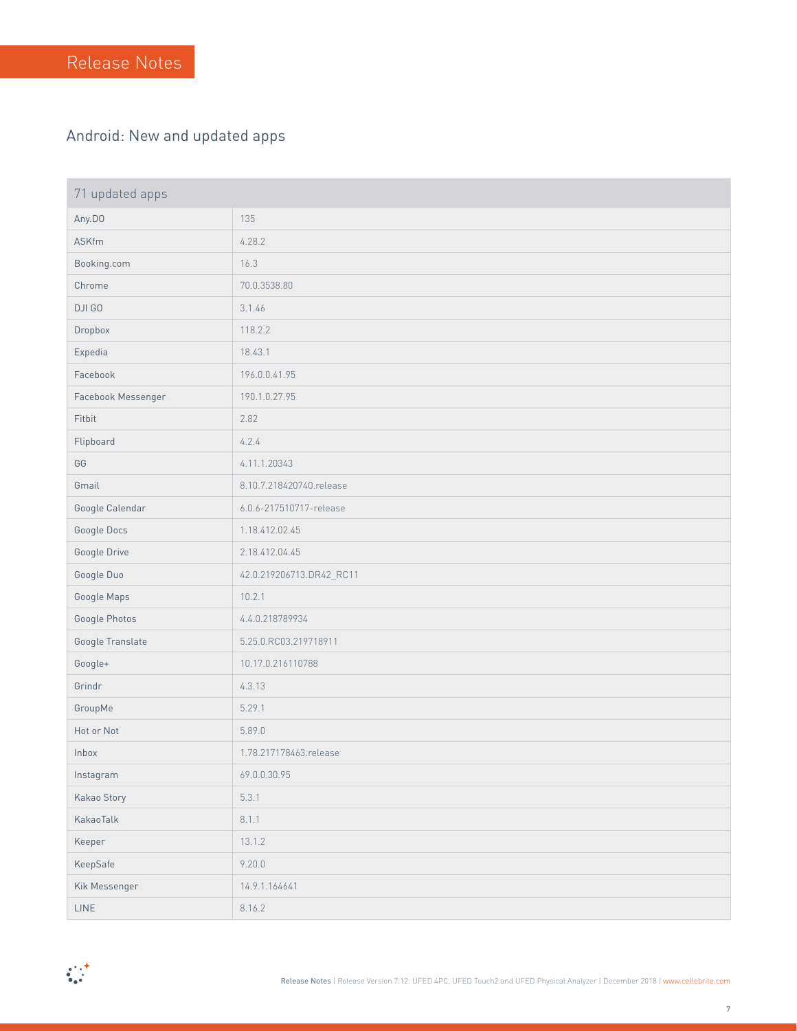## Android: New and updated apps

| 71 updated apps | |
|---|---|
| Any.DO | 135 |
| ASKfm | 4.28.2 |
| Booking.com | 16.3 |
| Chrome | 70.0.3538.80 |
| DJI GO | 3.1.46 |
| Dropbox | 118.2.2 |
| Expedia | 18.43.1 |
| Facebook | 196.0.0.41.95 |
| Facebook Messenger | 190.1.0.27.95 |
| Fitbit | 2.82 |
| Flipboard | 4.2.4 |
| GG | 4.11.1.20343 |
| Gmail | 8.10.7.218420740.release |
| Google Calendar | 6.0.6-217510717-release |
| Google Docs | 1.18.412.02.45 |
| Google Drive | 2.18.412.04.45 |
| Google Duo | 42.0.219206713.DR42_RC11 |
| Google Maps | 10.2.1 |
| Google Photos | 4.4.0.218789934 |
| Google Translate | 5.25.0.RC03.219718911 |
| Google+ | 10.17.0.216110788 |
| Grindr | 4.3.13 |
| GroupMe | 5.29.1 |
| Hot or Not | 5.89.0 |
| Inbox | 1.78.217178463.release |
| Instagram | 69.0.0.30.95 |
| Kakao Story | 5.3.1 |
| KakaoTalk | 8.1.1 |
| Keeper | 13.1.2 |
| KeepSafe | 9.20.0 |
| Kik Messenger | 14.9.1.164641 |
| LINE | 8.16.2 |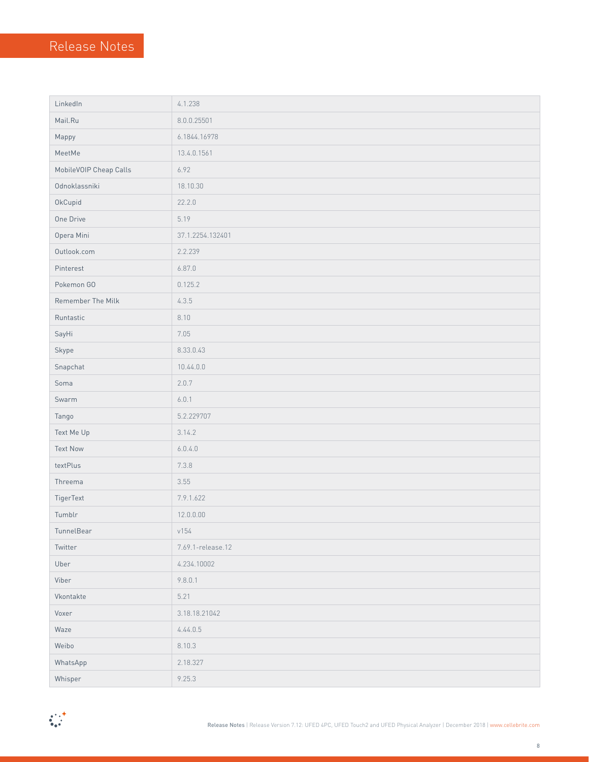| LinkedIn | 4.1.238 |
|---|---|
| Mail.Ru | 8.0.0.25501 |
| Mappy | 6.1844.16978 |
| MeetMe | 13.4.0.1561 |
| MobileVOIP Cheap Calls | 6.92 |
| Odnoklassniki | 18.10.30 |
| OkCupid | 22.2.0 |
| One Drive | 5.19 |
| Opera Mini | 37.1.2254.132401 |
| Outlook.com | 2.2.239 |
| Pinterest | 6.87.0 |
| Pokemon GO | 0.125.2 |
| Remember The Milk | 4.3.5 |
| Runtastic | 8.10 |
| SayHi | 7.05 |
| Skype | 8.33.0.43 |
| Snapchat | 10.44.0.0 |
| Soma | 2.0.7 |
| Swarm | 6.0.1 |
| Tango | 5.2.229707 |
| Text Me Up | 3.14.2 |
| Text Now | 6.0.4.0 |
| textPlus | 7.3.8 |
| Threema | 3.55 |
| TigerText | 7.9.1.622 |
| Tumblr | 12.0.0.00 |
| TunnelBear | v154 |
| Twitter | 7.69.1-release.12 |
| Uber | 4.234.10002 |
| Viber | 9.8.0.1 |
| Vkontakte | 5.21 |
| Voxer | 3.18.18.21042 |
| Waze | 4.44.0.5 |
| Weibo | 8.10.3 |
| WhatsApp | 2.18.327 |
| Whisper | 9.25.3 |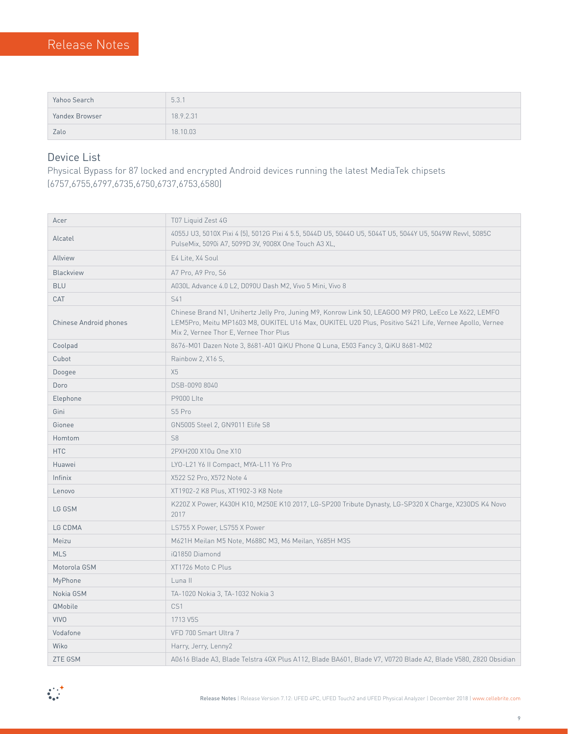| Yahoo Search | 5.3.1 |
|---|---|
| Yandex Browser | 18.9.2.31 |
| Zalo | 18.10.03 |

## Device List

Physical Bypass for 87 locked and encrypted Android devices running the latest MediaTek chipsets (6757,6755,6797,6735,6750,6737,6753,6580)

| Acer | T07 Liquid Zest 4G |
|---|---|
| Alcatel | 4055J U3, 5010X Pixi 4 (5), 5012G Pixi 4 5.5, 5044D U5, 5044O U5, 5044T U5, 5044Y U5, 5049W Revvl, 5085C PulseMix, 5090i A7, 5099D 3V, 9008X One Touch A3 XL, |
| Allview | E4 Lite, X4 Soul |
| Blackview | A7 Pro, A9 Pro, S6 |
| BLU | A030L Advance 4.0 L2, D090U Dash M2, Vivo 5 Mini, Vivo 8 |
| CAT | S41 |
| Chinese Android phones | Chinese Brand N1, Unihertz Jelly Pro, Juning M9, Konrow Link 50, LEAGOO M9 PRO, LeEco Le X622, LEMFO LEM5Pro, Meitu MP1603 M8, OUKITEL U16 Max, OUKITEL U20 Plus, Positivo S421 Life, Vernee Apollo, Vernee Mix 2, Vernee Thor E, Vernee Thor Plus |
| Coolpad | 8676-M01 Dazen Note 3, 8681-A01 QiKU Phone Q Luna, E503 Fancy 3, QiKU 8681-M02 |
| Cubot | Rainbow 2, X16 S, |
| Doogee | X5 |
| Doro | DSB-0090 8040 |
| Elephone | P9000 LIte |
| Gini | S5 Pro |
| Gionee | GN5005 Steel 2, GN9011 Elife S8 |
| Homtom | S8 |
| HTC | 2PXH200 X10u One X10 |
| Huawei | LYO-L21 Y6 II Compact, MYA-L11 Y6 Pro |
| Infinix | X522 S2 Pro, X572 Note 4 |
| Lenovo | XT1902-2 K8 Plus, XT1902-3 K8 Note |
| LG GSM | K220Z X Power, K430H K10, M250E K10 2017, LG-SP200 Tribute Dynasty, LG-SP320 X Charge, X230DS K4 Novo 2017 |
| LG CDMA | LS755 X Power, LS755 X Power |
| Meizu | M621H Meilan M5 Note, M688C M3, M6 Meilan, Y685H M3S |
| MLS | iQ1850 Diamond |
| Motorola GSM | XT1726 Moto C Plus |
| MyPhone | Luna II |
| Nokia GSM | TA-1020 Nokia 3, TA-1032 Nokia 3 |
| QMobile | CS1 |
| VIVO | 1713 V5S |
| Vodafone | VFD 700 Smart Ultra 7 |
| Wiko | Harry, Jerry, Lenny2 |
| ZTE GSM | A0616 Blade A3, Blade Telstra 4GX Plus A112, Blade BA601, Blade V7, V0720 Blade A2, Blade V580, Z820 Obsidian |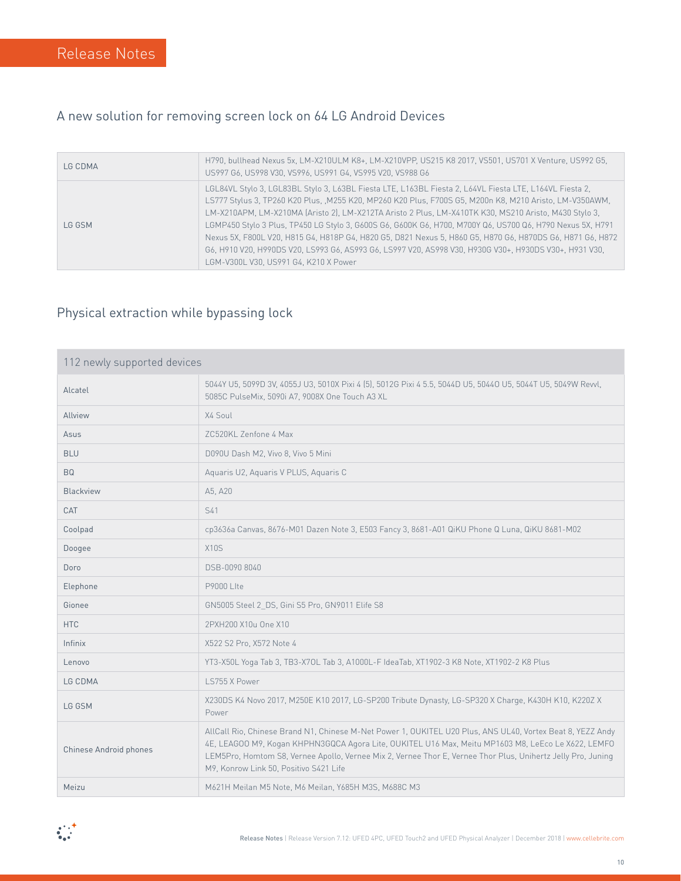## A new solution for removing screen lock on 64 LG Android Devices

| | |
|---|---|
| LG CDMA | H790, bullhead Nexus 5x, LM-X210ULM K8+, LM-X210VPP, US215 K8 2017, VS501, US701 X Venture, US992 G5, US997 G6, US998 V30, VS996, US991 G4, VS995 V20, VS988 G6 |
| LG GSM | LGL84VL Stylo 3, LGL83BL Stylo 3, L63BL Fiesta LTE, L163BL Fiesta 2, L64VL Fiesta LTE, L164VL Fiesta 2, LS777 Stylus 3, TP260 K20 Plus, ,M255 K20, MP260 K20 Plus, F700S G5, M200n K8, M210 Aristo, LM-V350AWM, LM-X210APM, LM-X210MA (Aristo 2), LM-X212TA Aristo 2 Plus, LM-X410TK K30, MS210 Aristo, M430 Stylo 3, LGMP450 Stylo 3 Plus, TP450 LG Stylo 3, G600S G6, G600K G6, H700, M700Y Q6, US700 Q6, H790 Nexus 5X, H791 Nexus 5X, F800L V20, H815 G4, H818P G4, H820 G5, D821 Nexus 5, H860 G5, H870 G6, H870DS G6, H871 G6, H872 G6, H910 V20, H990DS V20, LS993 G6, AS993 G6, LS997 V20, AS998 V30, H930G V30+, H930DS V30+, H931 V30, LGM-V300L V30, US991 G4, K210 X Power |

## Physical extraction while bypassing lock

| 112 newly supported devices | |
|---|---|
| Alcatel | 5044Y U5, 5099D 3V, 4055J U3, 5010X Pixi 4 (5), 5012G Pixi 4 5.5, 5044D U5, 5044O U5, 5044T U5, 5049W Revvl, 5085C PulseMix, 5090i A7, 9008X One Touch A3 XL |
| Allview | X4 Soul |
| Asus | ZC520KL Zenfone 4 Max |
| BLU | D090U Dash M2, Vivo 8, Vivo 5 Mini |
| BQ | Aquaris U2, Aquaris V PLUS, Aquaris C |
| Blackview | A5, A20 |
| CAT | S41 |
| Coolpad | cp3636a Canvas, 8676-M01 Dazen Note 3, E503 Fancy 3, 8681-A01 QiKU Phone Q Luna, QiKU 8681-M02 |
| Doogee | X10S |
| Doro | DSB-0090 8040 |
| Elephone | P9000 LIte |
| Gionee | GN5005 Steel 2_DS, Gini S5 Pro, GN9011 Elife S8 |
| HTC | 2PXH200 X10u One X10 |
| Infinix | X522 S2 Pro, X572 Note 4 |
| Lenovo | YT3-X50L Yoga Tab 3, TB3-X70L Tab 3, A1000L-F IdeaTab, XT1902-3 K8 Note, XT1902-2 K8 Plus |
| LG CDMA | LS755 X Power |
| LG GSM | X230DS K4 Novo 2017, M250E K10 2017, LG-SP200 Tribute Dynasty, LG-SP320 X Charge, K430H K10, K220Z X Power |
| Chinese Android phones | AllCall Rio, Chinese Brand N1, Chinese M-Net Power 1, OUKITEL U20 Plus, ANS UL40, Vortex Beat 8, YEZZ Andy 4E, LEAGOO M9, Kogan KHPHN3GQCA Agora Lite, OUKITEL U16 Max, Meitu MP1603 M8, LeEco Le X622, LEMFO LEM5Pro, Homtom S8, Vernee Apollo, Vernee Mix 2, Vernee Thor E, Vernee Thor Plus, Unihertz Jelly Pro, Juning M9, Konrow Link 50, Positivo S421 Life |
| Meizu | M621H Meilan M5 Note, M6 Meilan, Y685H M3S, M688C M3 |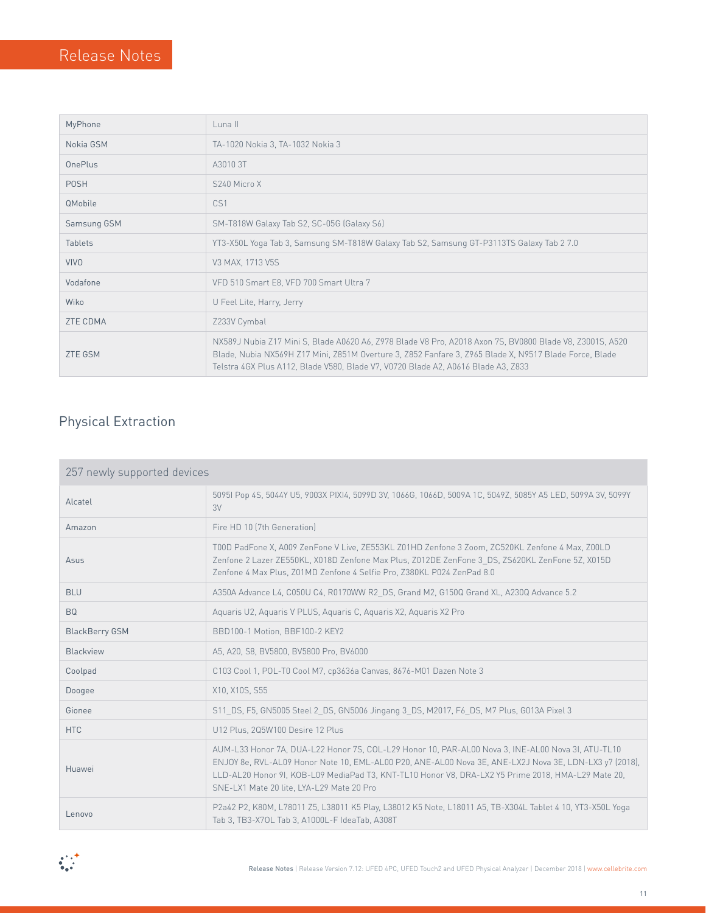| | |
|---|---|
| MyPhone | Luna II |
| Nokia GSM | TA-1020 Nokia 3, TA-1032 Nokia 3 |
| OnePlus | A3010 3T |
| POSH | S240 Micro X |
| QMobile | CS1 |
| Samsung GSM | SM-T818W Galaxy Tab S2, SC-05G (Galaxy S6) |
| Tablets | YT3-X50L Yoga Tab 3, Samsung SM-T818W Galaxy Tab S2, Samsung GT-P3113TS Galaxy Tab 2 7.0 |
| VIVO | V3 MAX, 1713 V5S |
| Vodafone | VFD 510 Smart E8, VFD 700 Smart Ultra 7 |
| Wiko | U Feel Lite, Harry, Jerry |
| ZTE CDMA | Z233V Cymbal |
| ZTE GSM | NX589J Nubia Z17 Mini S, Blade A0620 A6, Z978 Blade V8 Pro, A2018 Axon 7S, BV0800 Blade V8, Z3001S, A520 Blade, Nubia NX569H Z17 Mini, Z851M Overture 3, Z852 Fanfare 3, Z965 Blade X, N9517 Blade Force, Blade Telstra 4GX Plus A112, Blade V580, Blade V7, V0720 Blade A2, A0616 Blade A3, Z833 |

## Physical Extraction

| 257 newly supported devices | |
|---|---|
| Alcatel | 5095I Pop 4S, 5044Y U5, 9003X PIXI4, 5099D 3V, 1066G, 1066D, 5009A 1C, 5049Z, 5085Y A5 LED, 5099A 3V, 5099Y 3V |
| Amazon | Fire HD 10 (7th Generation) |
| Asus | T00D PadFone X, A009 ZenFone V Live, ZE553KL Z01HD Zenfone 3 Zoom, ZC520KL Zenfone 4 Max, Z00LD Zenfone 2 Lazer ZE550KL, X018D Zenfone Max Plus, Z012DE ZenFone 3_DS, ZS620KL ZenFone 5Z, X015D Zenfone 4 Max Plus, Z01MD Zenfone 4 Selfie Pro, Z380KL P024 ZenPad 8.0 |
| BLU | A350A Advance L4, C050U C4, R0170WW R2_DS, Grand M2, G150Q Grand XL, A230Q Advance 5.2 |
| BQ | Aquaris U2, Aquaris V PLUS, Aquaris C, Aquaris X2, Aquaris X2 Pro |
| BlackBerry GSM | BBD100-1 Motion, BBF100-2 KEY2 |
| Blackview | A5, A20, S8, BV5800, BV5800 Pro, BV6000 |
| Coolpad | C103 Cool 1, POL-T0 Cool M7, cp3636a Canvas, 8676-M01 Dazen Note 3 |
| Doogee | X10, X10S, S55 |
| Gionee | S11_DS, F5, GN5005 Steel 2_DS, GN5006 Jingang 3_DS, M2017, F6_DS, M7 Plus, G013A Pixel 3 |
| HTC | U12 Plus, 2Q5W100 Desire 12 Plus |
| Huawei | AUM-L33 Honor 7A, DUA-L22 Honor 7S, COL-L29 Honor 10, PAR-AL00 Nova 3, INE-AL00 Nova 3I, ATU-TL10 ENJOY 8e, RVL-AL09 Honor Note 10, EML-AL00 P20, ANE-AL00 Nova 3E, ANE-LX2J Nova 3E, LDN-LX3 y7 (2018), LLD-AL20 Honor 9I, KOB-L09 MediaPad T3, KNT-TL10 Honor V8, DRA-LX2 Y5 Prime 2018, HMA-L29 Mate 20, SNE-LX1 Mate 20 lite, LYA-L29 Mate 20 Pro |
| Lenovo | P2a42 P2, K80M, L78011 Z5, L38011 K5 Play, L38012 K5 Note, L18011 A5, TB-X304L Tablet 4 10, YT3-X50L Yoga Tab 3, TB3-X70L Tab 3, A1000L-F IdeaTab, A308T |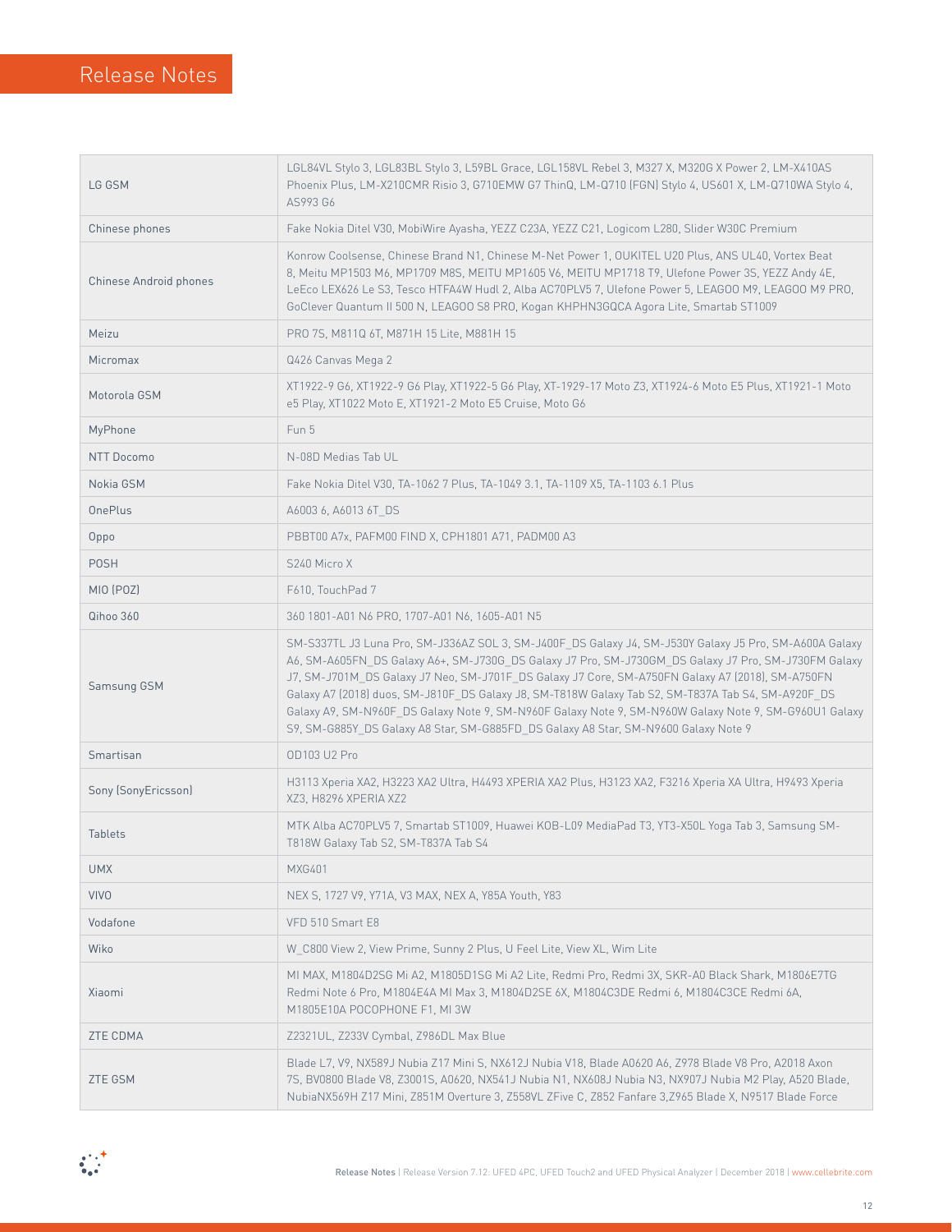| | |
|---|---|
| LG GSM | LGL84VL Stylo 3, LGL83BL Stylo 3, L59BL Grace, LGL158VL Rebel 3, M327 X, M320G X Power 2, LM-X410AS Phoenix Plus, LM-X210CMR Risio 3, G710EMW G7 ThinQ, LM-Q710 (FGN) Stylo 4, US601 X, LM-Q710WA Stylo 4, AS993 G6 |
| Chinese phones | Fake Nokia Ditel V30, MobiWire Ayasha, YEZZ C23A, YEZZ C21, Logicom L280, Slider W30C Premium |
| Chinese Android phones | Konrow Coolsense, Chinese Brand N1, Chinese M-Net Power 1, OUKITEL U20 Plus, ANS UL40, Vortex Beat 8, Meitu MP1503 M6, MP1709 M8S, MEITU MP1605 V6, MEITU MP1718 T9, Ulefone Power 3S, YEZZ Andy 4E, LeEco LEX626 Le S3, Tesco HTFA4W Hudl 2, Alba AC70PLV5 7, Ulefone Power 5, LEAGOO M9, LEAGOO M9 PRO, GoClever Quantum II 500 N, LEAGOO S8 PRO, Kogan KHPHN3GQCA Agora Lite, Smartab ST1009 |
| Meizu | PRO 7S, M811Q 6T, M871H 15 Lite, M881H 15 |
| Micromax | Q426 Canvas Mega 2 |
| Motorola GSM | XT1922-9 G6, XT1922-9 G6 Play, XT1922-5 G6 Play, XT-1929-17 Moto Z3, XT1924-6 Moto E5 Plus, XT1921-1 Moto e5 Play, XT1022 Moto E, XT1921-2 Moto E5 Cruise, Moto G6 |
| MyPhone | Fun 5 |
| NTT Docomo | N-08D Medias Tab UL |
| Nokia GSM | Fake Nokia Ditel V30, TA-1062 7 Plus, TA-1049 3.1, TA-1109 X5, TA-1103 6.1 Plus |
| OnePlus | A6003 6, A6013 6T_DS |
| Oppo | PBBT00 A7x, PAFM00 FIND X, CPH1801 A71, PADM00 A3 |
| POSH | S240 Micro X |
| MIO (POZ) | F610, TouchPad 7 |
| Qihoo 360 | 360 1801-A01 N6 PRO, 1707-A01 N6, 1605-A01 N5 |
| Samsung GSM | SM-S337TL J3 Luna Pro, SM-J336AZ SOL 3, SM-J400F_DS Galaxy J4, SM-J530Y Galaxy J5 Pro, SM-A600A Galaxy A6, SM-A605FN_DS Galaxy A6+, SM-J730G_DS Galaxy J7 Pro, SM-J730GM_DS Galaxy J7 Pro, SM-J730FM Galaxy J7, SM-J701M_DS Galaxy J7 Neo, SM-J701F_DS Galaxy J7 Core, SM-A750FN Galaxy A7 (2018), SM-A750FN Galaxy A7 (2018) duos, SM-J810F_DS Galaxy J8, SM-T818W Galaxy Tab S2, SM-T837A Tab S4, SM-A920F_DS Galaxy A9, SM-N960F_DS Galaxy Note 9, SM-N960F Galaxy Note 9, SM-N960W Galaxy Note 9, SM-G960U1 Galaxy S9, SM-G885Y_DS Galaxy A8 Star, SM-G885FD_DS Galaxy A8 Star, SM-N9600 Galaxy Note 9 |
| Smartisan | OD103 U2 Pro |
| Sony (SonyEricsson) | H3113 Xperia XA2, H3223 XA2 Ultra, H4493 XPERIA XA2 Plus, H3123 XA2, F3216 Xperia XA Ultra, H9493 Xperia XZ3, H8296 XPERIA XZ2 |
| Tablets | MTK Alba AC70PLV5 7, Smartab ST1009, Huawei KOB-L09 MediaPad T3, YT3-X50L Yoga Tab 3, Samsung SM-T818W Galaxy Tab S2, SM-T837A Tab S4 |
| UMX | MXG401 |
| VIVO | NEX S, 1727 V9, Y71A, V3 MAX, NEX A, Y85A Youth, Y83 |
| Vodafone | VFD 510 Smart E8 |
| Wiko | W_C800 View 2, View Prime, Sunny 2 Plus, U Feel Lite, View XL, Wim Lite |
| Xiaomi | MI MAX, M1804D2SG Mi A2, M1805D1SG Mi A2 Lite, Redmi Pro, Redmi 3X, SKR-A0 Black Shark, M1806E7TG Redmi Note 6 Pro, M1804E4A MI Max 3, M1804D2SE 6X, M1804C3DE Redmi 6, M1804C3CE Redmi 6A, M1805E10A POCOPHONE F1, MI 3W |
| ZTE CDMA | Z2321UL, Z233V Cymbal, Z986DL Max Blue |
| ZTE GSM | Blade L7, V9, NX589J Nubia Z17 Mini S, NX612J Nubia V18, Blade A0620 A6, Z978 Blade V8 Pro, A2018 Axon 7S, BV0800 Blade V8, Z3001S, A0620, NX541J Nubia N1, NX608J Nubia N3, NX907J Nubia M2 Play, A520 Blade, NubiaNX569H Z17 Mini, Z851M Overture 3, Z558VL ZFive C, Z852 Fanfare 3,Z965 Blade X, N9517 Blade Force |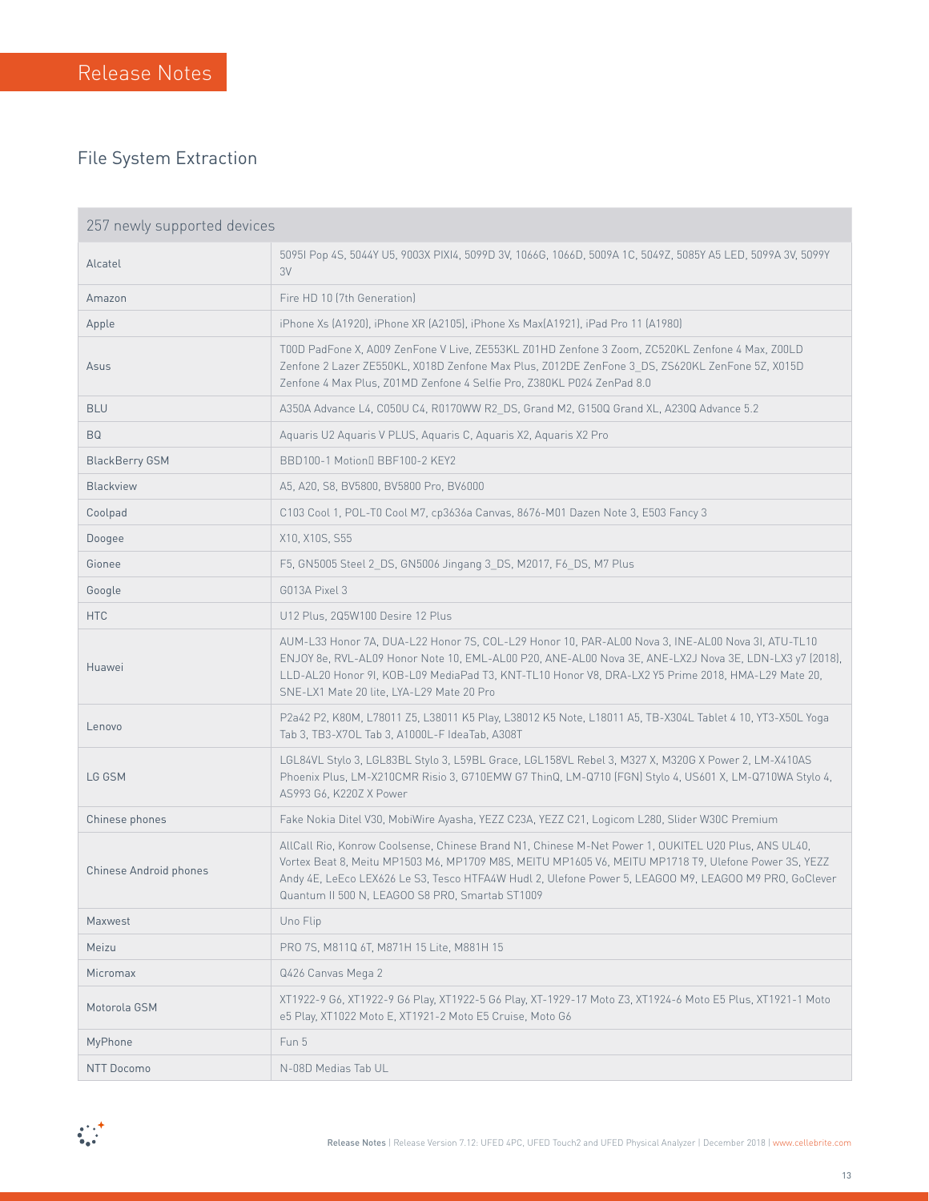# Release Notes

## File System Extraction

| 257 newly supported devices | |
|---|---|
| Alcatel | 5095I Pop 4S, 5044Y U5, 9003X PIXI4, 5099D 3V, 1066G, 1066D, 5009A 1C, 5049Z, 5085Y A5 LED, 5099A 3V, 5099Y 3V |
| Amazon | Fire HD 10 (7th Generation) |
| Apple | iPhone Xs (A1920), iPhone XR (A2105), iPhone Xs Max(A1921), iPad Pro 11 (A1980) |
| Asus | T00D PadFone X, A009 ZenFone V Live, ZE553KL Z01HD Zenfone 3 Zoom, ZC520KL Zenfone 4 Max, Z00LD Zenfone 2 Lazer ZE550KL, X018D Zenfone Max Plus, Z012DE ZenFone 3_DS, ZS620KL ZenFone 5Z, X015D Zenfone 4 Max Plus, Z01MD Zenfone 4 Selfie Pro, Z380KL P024 ZenPad 8.0 |
| BLU | A350A Advance L4, C050U C4, R0170WW R2_DS, Grand M2, G150Q Grand XL, A230Q Advance 5.2 |
| BQ | Aquaris U2 Aquaris V PLUS, Aquaris C, Aquaris X2, Aquaris X2 Pro |
| BlackBerry GSM | BBD100-1 Motion BBF100-2 KEY2 |
| Blackview | A5, A20, S8, BV5800, BV5800 Pro, BV6000 |
| Coolpad | C103 Cool 1, POL-T0 Cool M7, cp3636a Canvas, 8676-M01 Dazen Note 3, E503 Fancy 3 |
| Doogee | X10, X10S, S55 |
| Gionee | F5, GN5005 Steel 2_DS, GN5006 Jingang 3_DS, M2017, F6_DS, M7 Plus |
| Google | G013A Pixel 3 |
| HTC | U12 Plus, 2Q5W100 Desire 12 Plus |
| Huawei | AUM-L33 Honor 7A, DUA-L22 Honor 7S, COL-L29 Honor 10, PAR-AL00 Nova 3, INE-AL00 Nova 3I, ATU-TL10 ENJOY 8e, RVL-AL09 Honor Note 10, EML-AL00 P20, ANE-AL00 Nova 3E, ANE-LX2J Nova 3E, LDN-LX3 y7 (2018), LLD-AL20 Honor 9I, KOB-L09 MediaPad T3, KNT-TL10 Honor V8, DRA-LX2 Y5 Prime 2018, HMA-L29 Mate 20, SNE-LX1 Mate 20 lite, LYA-L29 Mate 20 Pro |
| Lenovo | P2a42 P2, K80M, L78011 Z5, L38011 K5 Play, L38012 K5 Note, L18011 A5, TB-X304L Tablet 4 10, YT3-X50L Yoga Tab 3, TB3-X70L Tab 3, A1000L-F IdeaTab, A308T |
| LG GSM | LGL84VL Stylo 3, LGL83BL Stylo 3, L59BL Grace, LGL158VL Rebel 3, M327 X, M320G X Power 2, LM-X410AS Phoenix Plus, LM-X210CMR Risio 3, G710EMW G7 ThinQ, LM-Q710 (FGN) Stylo 4, US601 X, LM-Q710WA Stylo 4, AS993 G6, K220Z X Power |
| Chinese phones | Fake Nokia Ditel V30, MobiWire Ayasha, YEZZ C23A, YEZZ C21, Logicom L280, Slider W30C Premium |
| Chinese Android phones | AllCall Rio, Konrow Coolsense, Chinese Brand N1, Chinese M-Net Power 1, OUKITEL U20 Plus, ANS UL40, Vortex Beat 8, Meitu MP1503 M6, MP1709 M8S, MEITU MP1605 V6, MEITU MP1718 T9, Ulefone Power 3S, YEZZ Andy 4E, LeEco LEX626 Le S3, Tesco HTFA4W Hudl 2, Ulefone Power 5, LEAGOO M9, LEAGOO M9 PRO, GoClever Quantum II 500 N, LEAGOO S8 PRO, Smartab ST1009 |
| Maxwest | Uno Flip |
| Meizu | PRO 7S, M811Q 6T, M871H 15 Lite, M881H 15 |
| Micromax | Q426 Canvas Mega 2 |
| Motorola GSM | XT1922-9 G6, XT1922-9 G6 Play, XT1922-5 G6 Play, XT-1929-17 Moto Z3, XT1924-6 Moto E5 Plus, XT1921-1 Moto e5 Play, XT1022 Moto E, XT1921-2 Moto E5 Cruise, Moto G6 |
| MyPhone | Fun 5 |
| NTT Docomo | N-08D Medias Tab UL |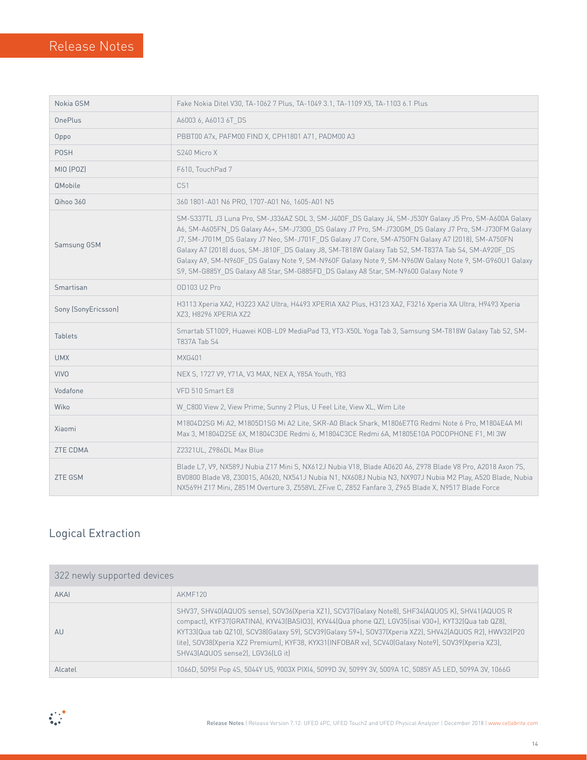# Release Notes

| | |
|---|---|
| Nokia GSM | Fake Nokia Ditel V30, TA-1062 7 Plus, TA-1049 3.1, TA-1109 X5, TA-1103 6.1 Plus |
| OnePlus | A6003 6, A6013 6T_DS |
| Oppo | PBBT00 A7x, PAFM00 FIND X, CPH1801 A71, PADM00 A3 |
| POSH | S240 Micro X |
| MIO (POZ) | F610, TouchPad 7 |
| QMobile | CS1 |
| Qihoo 360 | 360 1801-A01 N6 PRO, 1707-A01 N6, 1605-A01 N5 |
| Samsung GSM | SM-S337TL J3 Luna Pro, SM-J336AZ SOL 3, SM-J400F_DS Galaxy J4, SM-J530Y Galaxy J5 Pro, SM-A600A Galaxy A6, SM-A605FN_DS Galaxy A6+, SM-J730G_DS Galaxy J7 Pro, SM-J730GM_DS Galaxy J7 Pro, SM-J730FM Galaxy J7, SM-J701M_DS Galaxy J7 Neo, SM-J701F_DS Galaxy J7 Core, SM-A750FN Galaxy A7 (2018), SM-A750FN Galaxy A7 (2018) duos, SM-J810F_DS Galaxy J8, SM-T818W Galaxy Tab S2, SM-T837A Tab S4, SM-A920F_DS Galaxy A9, SM-N960F_DS Galaxy Note 9, SM-N960F Galaxy Note 9, SM-N960W Galaxy Note 9, SM-G960U1 Galaxy S9, SM-G885Y_DS Galaxy A8 Star, SM-G885FD_DS Galaxy A8 Star, SM-N9600 Galaxy Note 9 |
| Smartisan | OD103 U2 Pro |
| Sony (SonyEricsson) | H3113 Xperia XA2, H3223 XA2 Ultra, H4493 XPERIA XA2 Plus, H3123 XA2, F3216 Xperia XA Ultra, H9493 Xperia XZ3, H8296 XPERIA XZ2 |
| Tablets | Smartab ST1009, Huawei KOB-L09 MediaPad T3, YT3-X50L Yoga Tab 3, Samsung SM-T818W Galaxy Tab S2, SM-T837A Tab S4 |
| UMX | MXG401 |
| VIVO | NEX S, 1727 V9, Y71A, V3 MAX, NEX A, Y85A Youth, Y83 |
| Vodafone | VFD 510 Smart E8 |
| Wiko | W_C800 View 2, View Prime, Sunny 2 Plus, U Feel Lite, View XL, Wim Lite |
| Xiaomi | M1804D2SG Mi A2, M1805D1SG Mi A2 Lite, SKR-A0 Black Shark, M1806E7TG Redmi Note 6 Pro, M1804E4A MI Max 3, M1804D2SE 6X, M1804C3DE Redmi 6, M1804C3CE Redmi 6A, M1805E10A POCOPHONE F1, MI 3W |
| ZTE CDMA | Z2321UL, Z986DL Max Blue |
| ZTE GSM | Blade L7, V9, NX589J Nubia Z17 Mini S, NX612J Nubia V18, Blade A0620 A6, Z978 Blade V8 Pro, A2018 Axon 7S, BV0800 Blade V8, Z3001S, A0620, NX541J Nubia N1, NX608J Nubia N3, NX907J Nubia M2 Play, A520 Blade, Nubia NX569H Z17 Mini, Z851M Overture 3, Z558VL ZFive C, Z852 Fanfare 3, Z965 Blade X, N9517 Blade Force |

## Logical Extraction

| 322 newly supported devices | |
|---|---|
| AKAI | AKMF120 |
| AU | SHV37, SHV40(AQUOS sense), SOV36(Xperia XZ1), SCV37(Galaxy Note8), SHF34(AQUOS K), SHV41(AQUOS R compact), KYF37(GRATINA), KYV43(BASIO3), KYV44(Qua phone QZ), LGV35(isai V30+), KYT32(Qua tab QZ8), KYT33(Qua tab QZ10), SCV38(Galaxy S9), SCV39(Galaxy S9+), SOV37(Xperia XZ2), SHV42(AQUOS R2), HWV32(P20 lite), SOV38(Xperia XZ2 Premium), KYF38, KYX31(INFOBAR xv), SCV40(Galaxy Note9), SOV39(Xperia XZ3), SHV43(AQUOS sense2), LGV36(LG it) |
| Alcatel | 1066D, 5095I Pop 4S, 5044Y U5, 9003X PIXI4, 5099D 3V, 5099Y 3V, 5009A 1C, 5085Y A5 LED, 5099A 3V, 1066G |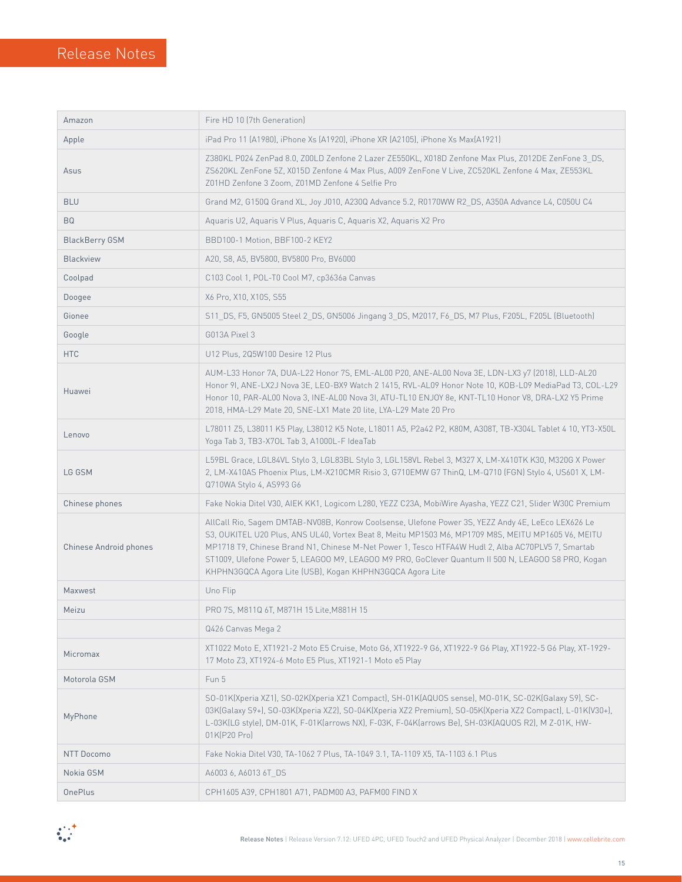# Release Notes

| | |
|---|---|
| Amazon | Fire HD 10 (7th Generation) |
| Apple | iPad Pro 11 (A1980), iPhone Xs (A1920), iPhone XR (A2105), iPhone Xs Max(A1921) |
| Asus | Z380KL P024 ZenPad 8.0, Z00LD Zenfone 2 Lazer ZE550KL, X018D Zenfone Max Plus, Z012DE ZenFone 3_DS, ZS620KL ZenFone 5Z, X015D Zenfone 4 Max Plus, A009 ZenFone V Live, ZC520KL Zenfone 4 Max, ZE553KL Z01HD Zenfone 3 Zoom, Z01MD Zenfone 4 Selfie Pro |
| BLU | Grand M2, G150Q Grand XL, Joy J010, A230Q Advance 5.2, R0170WW R2_DS, A350A Advance L4, C050U C4 |
| BQ | Aquaris U2, Aquaris V Plus, Aquaris C, Aquaris X2, Aquaris X2 Pro |
| BlackBerry GSM | BBD100-1 Motion, BBF100-2 KEY2 |
| Blackview | A20, S8, A5, BV5800, BV5800 Pro, BV6000 |
| Coolpad | C103 Cool 1, POL-T0 Cool M7, cp3636a Canvas |
| Doogee | X6 Pro, X10, X10S, S55 |
| Gionee | S11_DS, F5, GN5005 Steel 2_DS, GN5006 Jingang 3_DS, M2017, F6_DS, M7 Plus, F205L, F205L (Bluetooth) |
| Google | G013A Pixel 3 |
| HTC | U12 Plus, 2Q5W100 Desire 12 Plus |
| Huawei | AUM-L33 Honor 7A, DUA-L22 Honor 7S, EML-AL00 P20, ANE-AL00 Nova 3E, LDN-LX3 y7 (2018), LLD-AL20 Honor 9I, ANE-LX2J Nova 3E, LEO-BX9 Watch 2 1415, RVL-AL09 Honor Note 10, KOB-L09 MediaPad T3, COL-L29 Honor 10, PAR-AL00 Nova 3, INE-AL00 Nova 3I, ATU-TL10 ENJOY 8e, KNT-TL10 Honor V8, DRA-LX2 Y5 Prime 2018, HMA-L29 Mate 20, SNE-LX1 Mate 20 lite, LYA-L29 Mate 20 Pro |
| Lenovo | L78011 Z5, L38011 K5 Play, L38012 K5 Note, L18011 A5, P2a42 P2, K80M, A308T, TB-X304L Tablet 4 10, YT3-X50L Yoga Tab 3, TB3-X70L Tab 3, A1000L-F IdeaTab |
| LG GSM | L59BL Grace, LGL84VL Stylo 3, LGL83BL Stylo 3, LGL158VL Rebel 3, M327 X, LM-X410TK K30, M320G X Power 2, LM-X410AS Phoenix Plus, LM-X210CMR Risio 3, G710EMW G7 ThinQ, LM-Q710 (FGN) Stylo 4, US601 X, LM-Q710WA Stylo 4, AS993 G6 |
| Chinese phones | Fake Nokia Ditel V30, AIEK KK1, Logicom L280, YEZZ C23A, MobiWire Ayasha, YEZZ C21, Slider W30C Premium |
| Chinese Android phones | AllCall Rio, Sagem DMTAB-NV08B, Konrow Coolsense, Ulefone Power 3S, YEZZ Andy 4E, LeEco LEX626 Le S3, OUKITEL U20 Plus, ANS UL40, Vortex Beat 8, Meitu MP1503 M6, MP1709 M8S, MEITU MP1605 V6, MEITU MP1718 T9, Chinese Brand N1, Chinese M-Net Power 1, Tesco HTFA4W Hudl 2, Alba AC70PLV5 7, Smartab ST1009, Ulefone Power 5, LEAGOO M9, LEAGOO M9 PRO, GoClever Quantum II 500 N, LEAGOO S8 PRO, Kogan KHPHN3GQCA Agora Lite (USB), Kogan KHPHN3GQCA Agora Lite |
| Maxwest | Uno Flip |
| Meizu | PRO 7S, M811Q 6T, M871H 15 Lite,M881H 15 |
| | Q426 Canvas Mega 2 |
| Micromax | XT1022 Moto E, XT1921-2 Moto E5 Cruise, Moto G6, XT1922-9 G6, XT1922-9 G6 Play, XT1922-5 G6 Play, XT-1929-17 Moto Z3, XT1924-6 Moto E5 Plus, XT1921-1 Moto e5 Play |
| Motorola GSM | Fun 5 |
| MyPhone | SO-01K(Xperia XZ1), SO-02K(Xperia XZ1 Compact), SH-01K(AQUOS sense), MO-01K, SC-02K(Galaxy S9), SC-03K(Galaxy S9+), SO-03K(Xperia XZ2), SO-04K(Xperia XZ2 Premium), SO-05K(Xperia XZ2 Compact), L-01K(V30+), L-03K(LG style), DM-01K, F-01K(arrows NX), F-03K, F-04K(arrows Be), SH-03K(AQUOS R2), M Z-01K, HW-01K(P20 Pro) |
| NTT Docomo | Fake Nokia Ditel V30, TA-1062 7 Plus, TA-1049 3.1, TA-1109 X5, TA-1103 6.1 Plus |
| Nokia GSM | A6003 6, A6013 6T_DS |
| OnePlus | CPH1605 A39, CPH1801 A71, PADM00 A3, PAFM00 FIND X |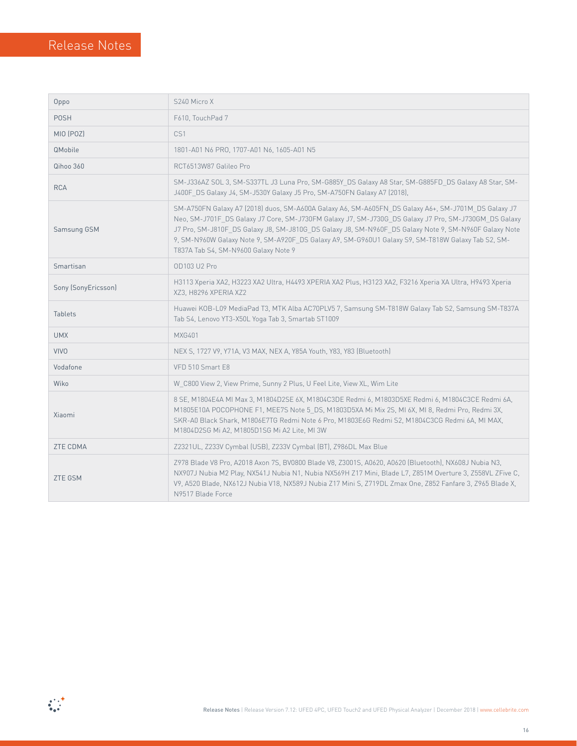| Oppo | S240 Micro X |
|---|---|
| POSH | F610, TouchPad 7 |
| MIO (POZ) | CS1 |
| QMobile | 1801-A01 N6 PRO, 1707-A01 N6, 1605-A01 N5 |
| Qihoo 360 | RCT6513W87 Galileo Pro |
| RCA | SM-J336AZ SOL 3, SM-S337TL J3 Luna Pro, SM-G885Y_DS Galaxy A8 Star, SM-G885FD_DS Galaxy A8 Star, SM-J400F_DS Galaxy J4, SM-J530Y Galaxy J5 Pro, SM-A750FN Galaxy A7 (2018), |
| Samsung GSM | SM-A750FN Galaxy A7 (2018) duos, SM-A600A Galaxy A6, SM-A605FN_DS Galaxy A6+, SM-J701M_DS Galaxy J7 Neo, SM-J701F_DS Galaxy J7 Core, SM-J730FM Galaxy J7, SM-J730G_DS Galaxy J7 Pro, SM-J730GM_DS Galaxy J7 Pro, SM-J810F_DS Galaxy J8, SM-J810G_DS Galaxy J8, SM-N960F_DS Galaxy Note 9, SM-N960F Galaxy Note 9, SM-N960W Galaxy Note 9, SM-A920F_DS Galaxy A9, SM-G960U1 Galaxy S9, SM-T818W Galaxy Tab S2, SM-T837A Tab S4, SM-N9600 Galaxy Note 9 |
| Smartisan | OD103 U2 Pro |
| Sony (SonyEricsson) | H3113 Xperia XA2, H3223 XA2 Ultra, H4493 XPERIA XA2 Plus, H3123 XA2, F3216 Xperia XA Ultra, H9493 Xperia XZ3, H8296 XPERIA XZ2 |
| Tablets | Huawei KOB-L09 MediaPad T3, MTK Alba AC70PLV5 7, Samsung SM-T818W Galaxy Tab S2, Samsung SM-T837A Tab S4, Lenovo YT3-X50L Yoga Tab 3, Smartab ST1009 |
| UMX | MXG401 |
| VIVO | NEX S, 1727 V9, Y71A, V3 MAX, NEX A, Y85A Youth, Y83, Y83 (Bluetooth) |
| Vodafone | VFD 510 Smart E8 |
| Wiko | W_C800 View 2, View Prime, Sunny 2 Plus, U Feel Lite, View XL, Wim Lite |
| Xiaomi | 8 SE, M1804E4A MI Max 3, M1804D2SE 6X, M1804C3DE Redmi 6, M1803D5XE Redmi 6, M1804C3CE Redmi 6A, M1805E10A POCOPHONE F1, MEE7S Note 5_DS, M1803D5XA Mi Mix 2S, MI 6X, MI 8, Redmi Pro, Redmi 3X, SKR-A0 Black Shark, M1806E7TG Redmi Note 6 Pro, M1803E6G Redmi S2, M1804C3CG Redmi 6A, MI MAX, M1804D2SG Mi A2, M1805D1SG Mi A2 Lite, MI 3W |
| ZTE CDMA | Z2321UL, Z233V Cymbal (USB), Z233V Cymbal (BT), Z986DL Max Blue |
| ZTE GSM | Z978 Blade V8 Pro, A2018 Axon 7S, BV0800 Blade V8, Z3001S, A0620, A0620 (Bluetooth), NX608J Nubia N3, NX907J Nubia M2 Play, NX541J Nubia N1, Nubia NX569H Z17 Mini, Blade L7, Z851M Overture 3, Z558VL ZFive C, V9, A520 Blade, NX612J Nubia V18, NX589J Nubia Z17 Mini S, Z719DL Zmax One, Z852 Fanfare 3, Z965 Blade X, N9517 Blade Force |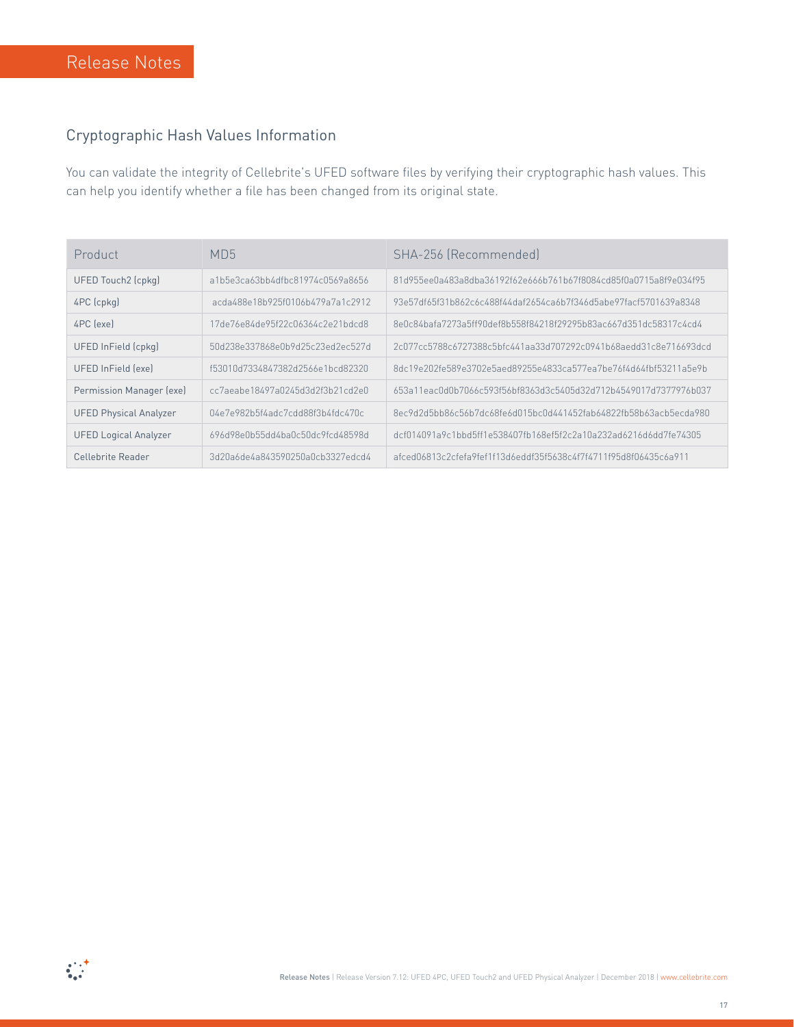## Cryptographic Hash Values Information

You can validate the integrity of Cellebrite's UFED software files by verifying their cryptographic hash values. This can help you identify whether a file has been changed from its original state.

| Product | MD5 | SHA-256 (Recommended) |
|---|---|---|
| UFED Touch2 (cpkg) | a1b5e3ca63bb4dfbc81974c0569a8656 | 81d955ee0a483a8dba36192f62e666b761b67f8084cd85f0a0715a8f9e034f95 |
| 4PC (cpkg) | acda488e18b925f0106b479a7a1c2912 | 93e57df65f31b862c6c488f44daf2654ca6b7f346d5abe97facf5701639a8348 |
| 4PC (exe) | 17de76e84de95f22c06364c2e21bdcd8 | 8e0c84bafa7273a5ff90def8b558f84218f29295b83ac667d351dc58317c4cd4 |
| UFED InField (cpkg) | 50d238e337868e0b9d25c23ed2ec527d | 2c077cc5788c6727388c5bfc441aa33d707292c0941b68aedd31c8e716693dcd |
| UFED InField (exe) | f53010d7334847382d2566e1bcd82320 | 8dc19e202fe589e3702e5aed89255e4833ca577ea7be76f4d64fbf53211a5e9b |
| Permission Manager (exe) | cc7aeabe18497a0245d3d2f3b21cd2e0 | 653a11eac0d0b7066c593f56bf8363d3c5405d32d712b4549017d7377976b037 |
| UFED Physical Analyzer | 04e7e982b5f4adc7cdd88f3b4fdc470c | 8ec9d2d5bb86c56b7dc68fe6d015bc0d441452fab64822fb58b63acb5ecda980 |
| UFED Logical Analyzer | 696d98e0b55dd4ba0c50dc9fcd48598d | dcf014091a9c1bbd5ff1e538407fb168ef5f2c2a10a232ad6216d6dd7fe74305 |
| Cellebrite Reader | 3d20a6de4a843590250a0cb3327edcd4 | afced06813c2cfefa9fef1f13d6eddf35f5638c4f7f4711f95d8f06435c6a911 |